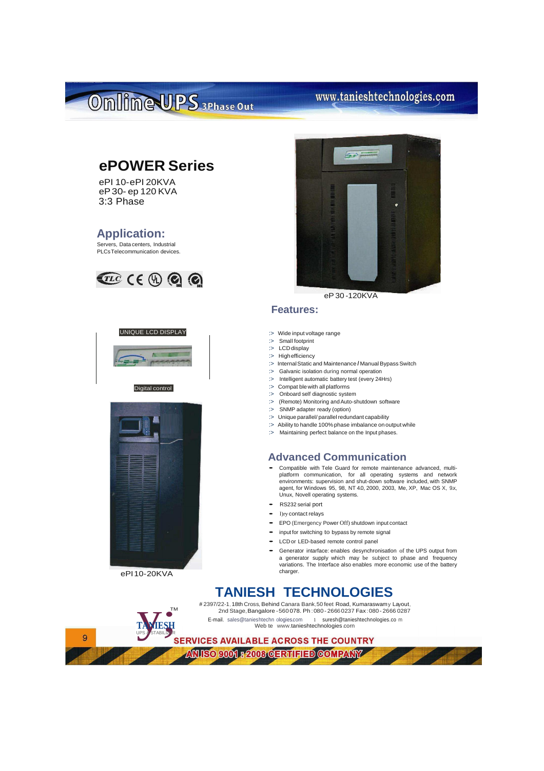# Online UPS 3Phase Out

www.tanieshtechnologies.com

## ePOWER Series

ePI 10-ePI 20KVA
eP 30- ep 120 KVA
3:3 Phase

### Application:

Servers, Data centers, Industrial PLCs Telecommunication devices.

eP 30 -120KVA

UNIQUE LCD DISPLAY

Digital control

ePI 10-20KVA

### Features:

- Wide input voltage range
- Small footprint
- LCD display
- High efficiency
- Internal Static and Maintenance / Manual Bypass Switch
- Galvanic isolation during normal operation
- Intelligent automatic battery test (every 24Hrs)
- Compat ble with all platforms
- Onboard self diagnostic system
- (Remote) Monitoring and Auto-shutdown software
- SNMP adapter ready (option)
- Unique parallel/ parallel redundant capability
- Ability to handle 100% phase imbalance on output while
- Maintaining perfect balance on the Input phases.

### Advanced Communication

- Compatible with Tele Guard for remote maintenance advanced, multi-platform communication, for all operating systems and network environments: supervision and shut-down software included, with SNMP agent, for Windows 95, 98, NT 4.0, 2000, 2003, Me, XP, Mac OS X, 9x, Unux, Novell operating systems.
- RS232 serial port
- Dry contact relays
- EPO (Emergency Power Off) shutdown input contact
- input for switching to bypass by remote signal
- LCD or LED-based remote control panel
- Generator intarface: enables desynchronisation of the UPS output from a generator supply which may be subject to phase and frequency variations. The Interface also enables more economic use of the battery charger.

## TANIESH TECHNOLOGIES

# 2397/22-1, 18th Cross, Behind Canara Bank, 50 feet Road, Kumaraswamy Layout, 2nd Stage, Bangalore - 560 078. Ph : 080 - 2666 0237 Fax : 080 - 2666 0287

E-mail. sales@tanieshtechnologies.com | suresh@tanieshtechnologies.com
Web te www.tanieshtechnologies.com

TANIESH™ UPS & STABILIZER

SERVICES AVAILABLE ACROSS THE COUNTRY

AN ISO 9001 : 2008 CERTIFIED COMPANY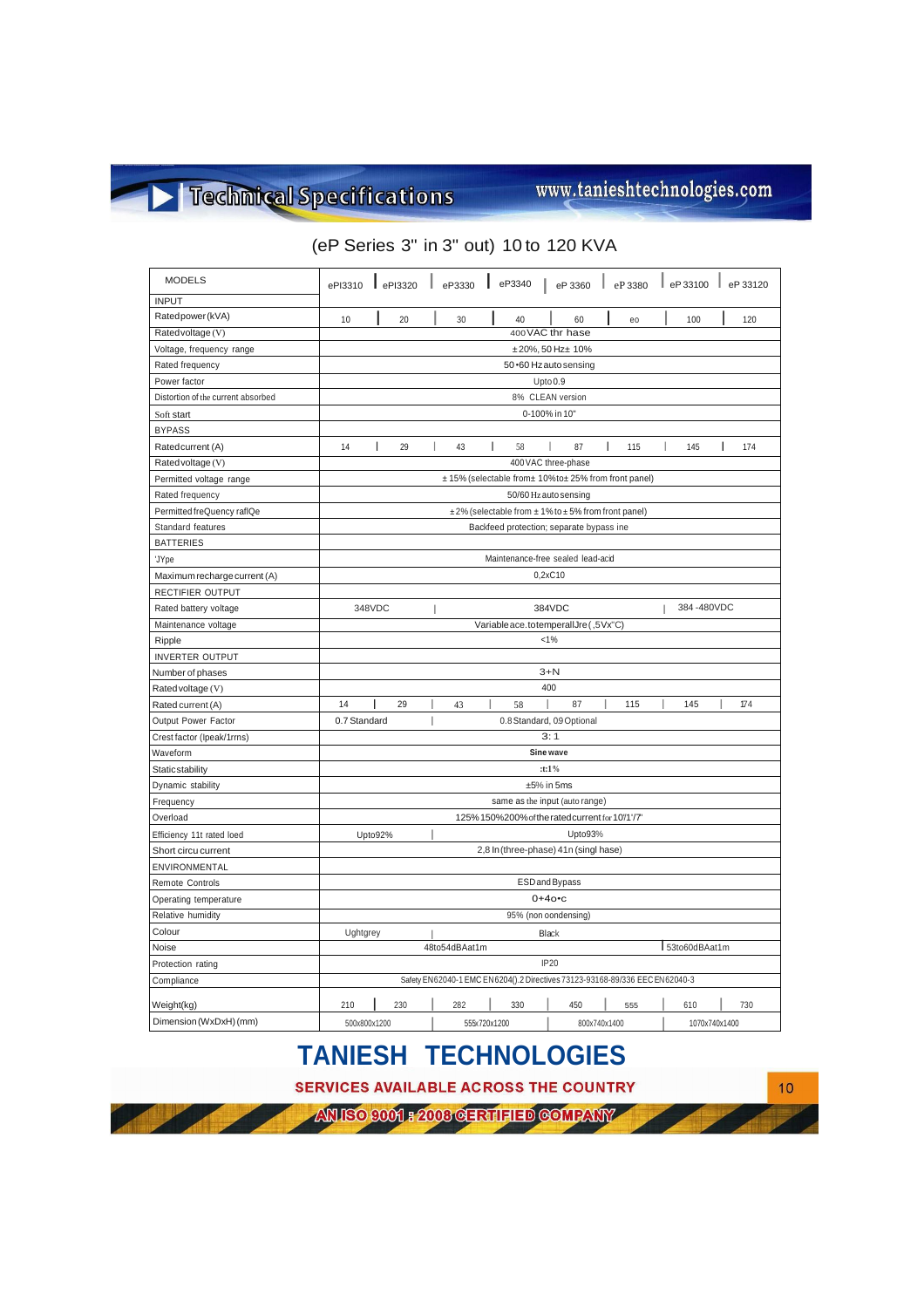# Technical Specifications

www.tanieshtechnologies.com

## (eP Series 3" in 3" out) 10 to 120 KVA

| MODELS | ePI3310 | ePI3320 | eP3330 | eP3340 | eP 3360 | eP 3380 | eP 33100 | eP 33120 |
|---|---|---|---|---|---|---|---|---|
| INPUT | | | | | | | | |
| Rated power (kVA) | 10 | 20 | 30 | 40 | 60 | eo | 100 | 120 |
| Rated voltage (V) | 400 VAC thr hase | | | | | | | |
| Voltage, frequency range | ±20%, 50 Hz± 10% | | | | | | | |
| Rated frequency | 50•60 Hz auto sensing | | | | | | | |
| Power factor | Upto 0.9 | | | | | | | |
| Distortion of the current absorbed | 8% CLEAN version | | | | | | | |
| Soft start | 0-100% in 10" | | | | | | | |
| BYPASS | | | | | | | | |
| Rated current (A) | 14 | 29 | 43 | 58 | 87 | 115 | 145 | 174 |
| Rated voltage (V) | 400 VAC three-phase | | | | | | | |
| Permitted voltage range | ± 15% (selectable from± 10% to± 25% from front panel) | | | | | | | |
| Rated frequency | 50/60 Hz auto sensing | | | | | | | |
| Permitted freQuency raflQe | ±2% (selectable from ± 1% to ± 5% from front panel) | | | | | | | |
| Standard features | Backfeed protection; separate bypass ine | | | | | | | |
| BATTERIES | | | | | | | | |
| 'JYpe | Maintenance-free sealed lead-acid | | | | | | | |
| Maximum recharge current (A) | 0,2xC10 | | | | | | | |
| RECTIFIER OUTPUT | | | | | | | | |
| Rated battery voltage | 348VDC | | 384VDC | | | | 384 -480VDC | |
| Maintenance voltage | Variable ace.totemperallJre (,5Vx"C) | | | | | | | |
| Ripple | <1% | | | | | | | |
| INVERTER OUTPUT | | | | | | | | |
| Number of phases | 3+N | | | | | | | |
| Rated voltage (V) | 400 | | | | | | | |
| Rated current (A) | 14 | 29 | 43 | 58 | 87 | 115 | 145 | 174 |
| Output Power Factor | 0.7 Standard | | 0.8 Standard, 09 Optional | | | | | |
| Crest factor (Ipeak/1rms) | 3: 1 | | | | | | | |
| Waveform | Sine wave | | | | | | | |
| Static stability | :t:1% | | | | | | | |
| Dynamic stability | ±5% in 5ms | | | | | | | |
| Frequency | same as the input (auto range) | | | | | | | |
| Overload | 125% 150%200% of the rated current for 10'/1'/7' | | | | | | | |
| Efficiency 11t rated loed | Upto92% | | Upto93% | | | | | |
| Short circu current | 2,8 In (three-phase) 41n (singl hase) | | | | | | | |
| ENVIRONMENTAL | | | | | | | | |
| Remote Controls | ESD and Bypass | | | | | | | |
| Operating temperature | 0+4o•c | | | | | | | |
| Relative humidity | 95% (non oondensing) | | | | | | | |
| Colour | Ughtgrey | | Black | | | | | |
| Noise | 48to54dBAat1m | | | | | | 53to60dBAat1m | |
| Protection rating | IP20 | | | | | | | |
| Compliance | Safety EN62040-1 EMC EN6204().2 Directives 73123-93168-89/336 EEC EN62040-3 | | | | | | | |
| Weight (kg) | 210 | 230 | 282 | 330 | 450 | 555 | 610 | 730 |
| Dimension (WxDxH) (mm) | 500x800x1200 | | 555x720x1200 | | 800x740x1400 | | 1070x740x1400 | |

# TANIESH TECHNOLOGIES

**SERVICES AVAILABLE ACROSS THE COUNTRY**

**AN ISO 9001 : 2008 CERTIFIED COMPANY**